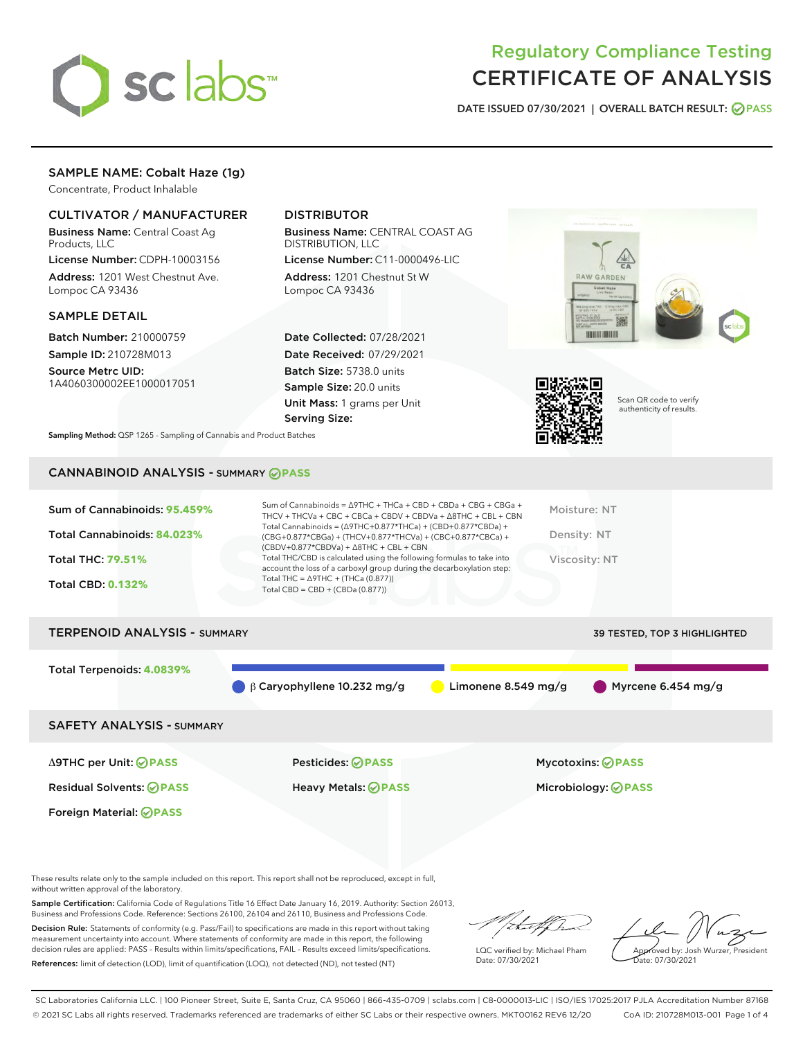# Regulatory Compliance Testing
# CERTIFICATE OF ANALYSIS

DATE ISSUED 07/30/2021 | OVERALL BATCH RESULT: PASS

## SAMPLE NAME: Cobalt Haze (1g)

Concentrate, Product Inhalable

### CULTIVATOR / MANUFACTURER

**Business Name:** Central Coast Ag Products, LLC

**License Number:** CDPH-10003156

**Address:** 1201 West Chestnut Ave. Lompoc CA 93436

### DISTRIBUTOR

**Business Name:** CENTRAL COAST AG DISTRIBUTION, LLC

**License Number:** C11-0000496-LIC

**Address:** 1201 Chestnut St W Lompoc CA 93436

### SAMPLE DETAIL

**Batch Number:** 210000759

**Sample ID:** 210728M013

**Source Metrc UID:** 1A4060300002EE1000017051

**Date Collected:** 07/28/2021

**Date Received:** 07/29/2021

**Batch Size:** 5738.0 units

**Sample Size:** 20.0 units

**Unit Mass:** 1 grams per Unit

**Serving Size:**

Scan QR code to verify authenticity of results.

**Sampling Method:** QSP 1265 - Sampling of Cannabis and Product Batches

## CANNABINOID ANALYSIS - SUMMARY PASS

Sum of Cannabinoids: **95.459%**

Total Cannabinoids: **84.023%**

Total THC: **79.51%**

Total CBD: **0.132%**

Sum of Cannabinoids = Δ9THC + THCa + CBD + CBDa + CBG + CBGa + THCV + THCVa + CBC + CBCa + CBDV + CBDVa + Δ8THC + CBL + CBN

Total Cannabinoids = (Δ9THC+0.877*THCa) + (CBD+0.877*CBDa) + (CBG+0.877*CBGa) + (THCV+0.877*THCVa) + (CBC+0.877*CBCa) + (CBDV+0.877*CBDVa) + Δ8THC + CBL + CBN

Total THC/CBD is calculated using the following formulas to take into account the loss of a carboxyl group during the decarboxylation step:

Total THC = Δ9THC + (THCa (0.877))

Total CBD = CBD + (CBDa (0.877))

Moisture: NT

Density: NT

Viscosity: NT

## TERPENOID ANALYSIS - SUMMARY

39 TESTED, TOP 3 HIGHLIGHTED

Total Terpenoids: **4.0839%**

β Caryophyllene 10.232 mg/g | Limonene 8.549 mg/g | Myrcene 6.454 mg/g

## SAFETY ANALYSIS - SUMMARY

| | | |
|---|---|---|
| Δ9THC per Unit: PASS | Pesticides: PASS | Mycotoxins: PASS |
| Residual Solvents: PASS | Heavy Metals: PASS | Microbiology: PASS |
| Foreign Material: PASS | | |

These results relate only to the sample included on this report. This report shall not be reproduced, except in full, without written approval of the laboratory.

**Sample Certification:** California Code of Regulations Title 16 Effect Date January 16, 2019. Authority: Section 26013, Business and Professions Code. Reference: Sections 26100, 26104 and 26110, Business and Professions Code.

**Decision Rule:** Statements of conformity (e.g. Pass/Fail) to specifications are made in this report without taking measurement uncertainty into account. Where statements of conformity are made in this report, the following decision rules are applied: PASS – Results within limits/specifications, FAIL – Results exceed limits/specifications.

**References:** limit of detection (LOD), limit of quantification (LOQ), not detected (ND), not tested (NT)

LQC verified by: Michael Pham
Date: 07/30/2021

Approved by: Josh Wurzer, President
Date: 07/30/2021

SC Laboratories California LLC. | 100 Pioneer Street, Suite E, Santa Cruz, CA 95060 | 866-435-0709 | sclabs.com | C8-0000013-LIC | ISO/IES 17025:2017 PJLA Accreditation Number 87168
© 2021 SC Labs all rights reserved. Trademarks referenced are trademarks of either SC Labs or their respective owners. MKT00162 REV6 12/20 CoA ID: 210728M013-001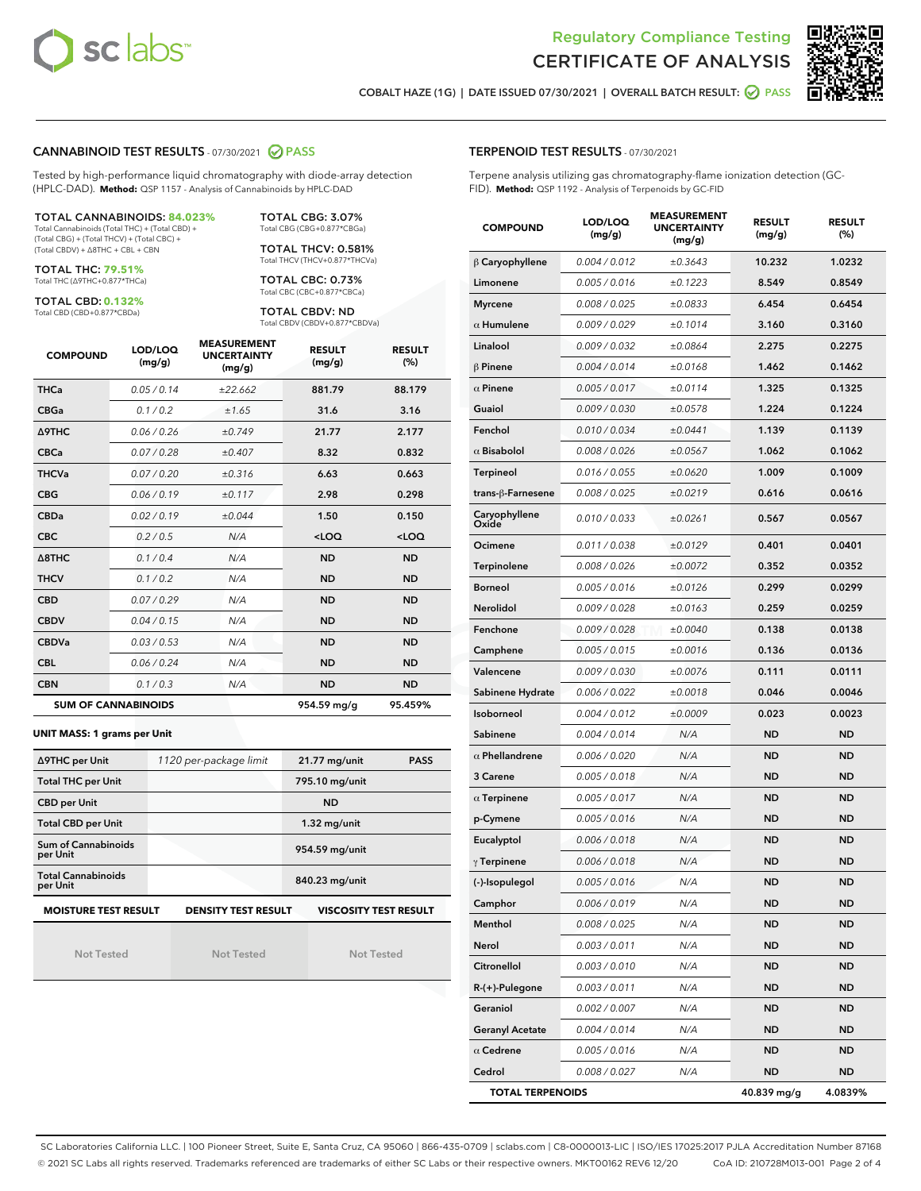Regulatory Compliance Testing
# CERTIFICATE OF ANALYSIS

COBALT HAZE (1G) | DATE ISSUED 07/30/2021 | OVERALL BATCH RESULT: PASS

## CANNABINOID TEST RESULTS - 07/30/2021 PASS

Tested by high-performance liquid chromatography with diode-array detection (HPLC-DAD). **Method:** QSP 1157 - Analysis of Cannabinoids by HPLC-DAD

**TOTAL CANNABINOIDS: 84.023%**
Total Cannabinoids (Total THC) + (Total CBD) + (Total CBG) + (Total THCV) + (Total CBC) + (Total CBDV) + Δ8THC + CBL + CBN

**TOTAL THC: 79.51%**
Total THC (Δ9THC+0.877*THCa)

**TOTAL CBD: 0.132%**
Total CBD (CBD+0.877*CBDa)

**TOTAL CBG: 3.07%**
Total CBG (CBG+0.877*CBGa)

**TOTAL THCV: 0.581%**
Total THCV (THCV+0.877*THCVa)

**TOTAL CBC: 0.73%**
Total CBC (CBC+0.877*CBCa)

**TOTAL CBDV: ND**
Total CBDV (CBDV+0.877*CBDVa)

| COMPOUND | LOD/LOQ (mg/g) | MEASUREMENT UNCERTAINTY (mg/g) | RESULT (mg/g) | RESULT (%) |
|---|---|---|---|---|
| THCa | 0.05 / 0.14 | ±22.662 | 881.79 | 88.179 |
| CBGa | 0.1 / 0.2 | ±1.65 | 31.6 | 3.16 |
| Δ9THC | 0.06 / 0.26 | ±0.749 | 21.77 | 2.177 |
| CBCa | 0.07 / 0.28 | ±0.407 | 8.32 | 0.832 |
| THCVa | 0.07 / 0.20 | ±0.316 | 6.63 | 0.663 |
| CBG | 0.06 / 0.19 | ±0.117 | 2.98 | 0.298 |
| CBDa | 0.02 / 0.19 | ±0.044 | 1.50 | 0.150 |
| CBC | 0.2 / 0.5 | N/A | <LOQ | <LOQ |
| Δ8THC | 0.1 / 0.4 | N/A | ND | ND |
| THCV | 0.1 / 0.2 | N/A | ND | ND |
| CBD | 0.07 / 0.29 | N/A | ND | ND |
| CBDV | 0.04 / 0.15 | N/A | ND | ND |
| CBDVa | 0.03 / 0.53 | N/A | ND | ND |
| CBL | 0.06 / 0.24 | N/A | ND | ND |
| CBN | 0.1 / 0.3 | N/A | ND | ND |
| **SUM OF CANNABINOIDS** | | | **954.59 mg/g** | **95.459%** |

**UNIT MASS: 1 grams per Unit**

| | | | |
|---|---|---|---|
| Δ9THC per Unit | 1120 per-package limit | 21.77 mg/unit | PASS |
| Total THC per Unit | | 795.10 mg/unit | |
| CBD per Unit | | ND | |
| Total CBD per Unit | | 1.32 mg/unit | |
| Sum of Cannabinoids per Unit | | 954.59 mg/unit | |
| Total Cannabinoids per Unit | | 840.23 mg/unit | |

| MOISTURE TEST RESULT | DENSITY TEST RESULT | VISCOSITY TEST RESULT |
|---|---|---|
| Not Tested | Not Tested | Not Tested |

## TERPENOID TEST RESULTS - 07/30/2021

Terpene analysis utilizing gas chromatography-flame ionization detection (GC-FID). **Method:** QSP 1192 - Analysis of Terpenoids by GC-FID

| COMPOUND | LOD/LOQ (mg/g) | MEASUREMENT UNCERTAINTY (mg/g) | RESULT (mg/g) | RESULT (%) |
|---|---|---|---|---|
| β Caryophyllene | 0.004 / 0.012 | ±0.3643 | 10.232 | 1.0232 |
| Limonene | 0.005 / 0.016 | ±0.1223 | 8.549 | 0.8549 |
| Myrcene | 0.008 / 0.025 | ±0.0833 | 6.454 | 0.6454 |
| α Humulene | 0.009 / 0.029 | ±0.1014 | 3.160 | 0.3160 |
| Linalool | 0.009 / 0.032 | ±0.0864 | 2.275 | 0.2275 |
| β Pinene | 0.004 / 0.014 | ±0.0168 | 1.462 | 0.1462 |
| α Pinene | 0.005 / 0.017 | ±0.0114 | 1.325 | 0.1325 |
| Guaiol | 0.009 / 0.030 | ±0.0578 | 1.224 | 0.1224 |
| Fenchol | 0.010 / 0.034 | ±0.0441 | 1.139 | 0.1139 |
| α Bisabolol | 0.008 / 0.026 | ±0.0567 | 1.062 | 0.1062 |
| Terpineol | 0.016 / 0.055 | ±0.0620 | 1.009 | 0.1009 |
| trans-β-Farnesene | 0.008 / 0.025 | ±0.0219 | 0.616 | 0.0616 |
| Caryophyllene Oxide | 0.010 / 0.033 | ±0.0261 | 0.567 | 0.0567 |
| Ocimene | 0.011 / 0.038 | ±0.0129 | 0.401 | 0.0401 |
| Terpinolene | 0.008 / 0.026 | ±0.0072 | 0.352 | 0.0352 |
| Borneol | 0.005 / 0.016 | ±0.0126 | 0.299 | 0.0299 |
| Nerolidol | 0.009 / 0.028 | ±0.0163 | 0.259 | 0.0259 |
| Fenchone | 0.009 / 0.028 | ±0.0040 | 0.138 | 0.0138 |
| Camphene | 0.005 / 0.015 | ±0.0016 | 0.136 | 0.0136 |
| Valencene | 0.009 / 0.030 | ±0.0076 | 0.111 | 0.0111 |
| Sabinene Hydrate | 0.006 / 0.022 | ±0.0018 | 0.046 | 0.0046 |
| Isoborneol | 0.004 / 0.012 | ±0.0009 | 0.023 | 0.0023 |
| Sabinene | 0.004 / 0.014 | N/A | ND | ND |
| α Phellandrene | 0.006 / 0.020 | N/A | ND | ND |
| 3 Carene | 0.005 / 0.018 | N/A | ND | ND |
| α Terpinene | 0.005 / 0.017 | N/A | ND | ND |
| p-Cymene | 0.005 / 0.016 | N/A | ND | ND |
| Eucalyptol | 0.006 / 0.018 | N/A | ND | ND |
| γ Terpinene | 0.006 / 0.018 | N/A | ND | ND |
| (-)-Isopulegol | 0.005 / 0.016 | N/A | ND | ND |
| Camphor | 0.006 / 0.019 | N/A | ND | ND |
| Menthol | 0.008 / 0.025 | N/A | ND | ND |
| Nerol | 0.003 / 0.011 | N/A | ND | ND |
| Citronellol | 0.003 / 0.010 | N/A | ND | ND |
| R-(+)-Pulegone | 0.003 / 0.011 | N/A | ND | ND |
| Geraniol | 0.002 / 0.007 | N/A | ND | ND |
| Geranyl Acetate | 0.004 / 0.014 | N/A | ND | ND |
| α Cedrene | 0.005 / 0.016 | N/A | ND | ND |
| Cedrol | 0.008 / 0.027 | N/A | ND | ND |
| **TOTAL TERPENOIDS** | | | **40.839 mg/g** | **4.0839%** |

SC Laboratories California LLC. | 100 Pioneer Street, Suite E, Santa Cruz, CA 95060 | 866-435-0709 | sclabs.com | C8-0000013-LIC | ISO/IES 17025:2017 PJLA Accreditation Number 87168
© 2021 SC Labs all rights reserved. Trademarks referenced are trademarks of either SC Labs or their respective owners. MKT00162 REV6 12/20 CoA ID: 210728M013-001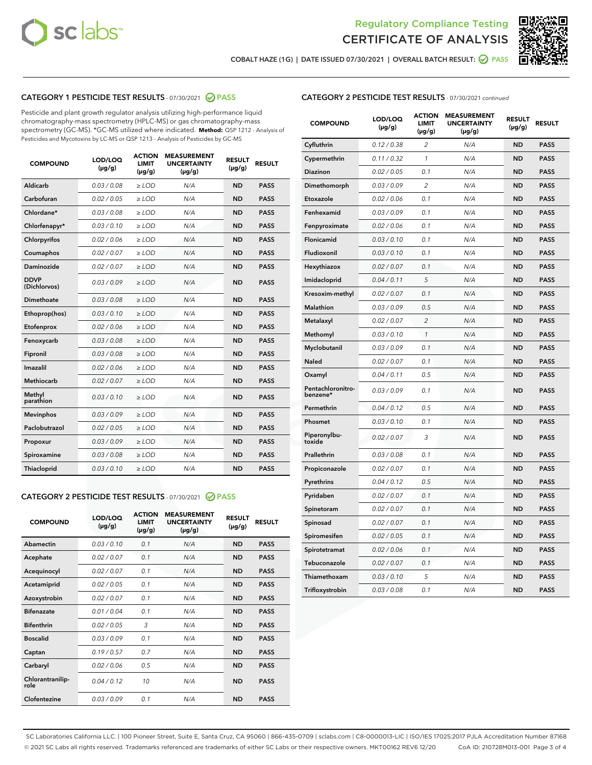Regulatory Compliance Testing
# CERTIFICATE OF ANALYSIS

COBALT HAZE (1G) | DATE ISSUED 07/30/2021 | OVERALL BATCH RESULT: PASS

## CATEGORY 1 PESTICIDE TEST RESULTS - 07/30/2021 PASS

Pesticide and plant growth regulator analysis utilizing high-performance liquid chromatography-mass spectrometry (HPLC-MS) or gas chromatography-mass spectrometry (GC-MS). *GC-MS utilized where indicated. **Method:** QSP 1212 - Analysis of Pesticides and Mycotoxins by LC-MS or QSP 1213 - Analysis of Pesticides by GC-MS

| COMPOUND | LOD/LOQ (µg/g) | ACTION LIMIT (µg/g) | MEASUREMENT UNCERTAINTY (µg/g) | RESULT (µg/g) | RESULT |
|---|---|---|---|---|---|
| Aldicarb | 0.03 / 0.08 | ≥ LOD | N/A | ND | PASS |
| Carbofuran | 0.02 / 0.05 | ≥ LOD | N/A | ND | PASS |
| Chlordane* | 0.03 / 0.08 | ≥ LOD | N/A | ND | PASS |
| Chlorfenapyr* | 0.03 / 0.10 | ≥ LOD | N/A | ND | PASS |
| Chlorpyrifos | 0.02 / 0.06 | ≥ LOD | N/A | ND | PASS |
| Coumaphos | 0.02 / 0.07 | ≥ LOD | N/A | ND | PASS |
| Daminozide | 0.02 / 0.07 | ≥ LOD | N/A | ND | PASS |
| DDVP (Dichlorvos) | 0.03 / 0.09 | ≥ LOD | N/A | ND | PASS |
| Dimethoate | 0.03 / 0.08 | ≥ LOD | N/A | ND | PASS |
| Ethoprop(hos) | 0.03 / 0.10 | ≥ LOD | N/A | ND | PASS |
| Etofenprox | 0.02 / 0.06 | ≥ LOD | N/A | ND | PASS |
| Fenoxycarb | 0.03 / 0.08 | ≥ LOD | N/A | ND | PASS |
| Fipronil | 0.03 / 0.08 | ≥ LOD | N/A | ND | PASS |
| Imazalil | 0.02 / 0.06 | ≥ LOD | N/A | ND | PASS |
| Methiocarb | 0.02 / 0.07 | ≥ LOD | N/A | ND | PASS |
| Methyl parathion | 0.03 / 0.10 | ≥ LOD | N/A | ND | PASS |
| Mevinphos | 0.03 / 0.09 | ≥ LOD | N/A | ND | PASS |
| Paclobutrazol | 0.02 / 0.05 | ≥ LOD | N/A | ND | PASS |
| Propoxur | 0.03 / 0.09 | ≥ LOD | N/A | ND | PASS |
| Spiroxamine | 0.03 / 0.08 | ≥ LOD | N/A | ND | PASS |
| Thiacloprid | 0.03 / 0.10 | ≥ LOD | N/A | ND | PASS |

## CATEGORY 2 PESTICIDE TEST RESULTS - 07/30/2021 PASS

| COMPOUND | LOD/LOQ (µg/g) | ACTION LIMIT (µg/g) | MEASUREMENT UNCERTAINTY (µg/g) | RESULT (µg/g) | RESULT |
|---|---|---|---|---|---|
| Abamectin | 0.03 / 0.10 | 0.1 | N/A | ND | PASS |
| Acephate | 0.02 / 0.07 | 0.1 | N/A | ND | PASS |
| Acequinocyl | 0.02 / 0.07 | 0.1 | N/A | ND | PASS |
| Acetamiprid | 0.02 / 0.05 | 0.1 | N/A | ND | PASS |
| Azoxystrobin | 0.02 / 0.07 | 0.1 | N/A | ND | PASS |
| Bifenazate | 0.01 / 0.04 | 0.1 | N/A | ND | PASS |
| Bifenthrin | 0.02 / 0.05 | 3 | N/A | ND | PASS |
| Boscalid | 0.03 / 0.09 | 0.1 | N/A | ND | PASS |
| Captan | 0.19 / 0.57 | 0.7 | N/A | ND | PASS |
| Carbaryl | 0.02 / 0.06 | 0.5 | N/A | ND | PASS |
| Chlorantraniliprole | 0.04 / 0.12 | 10 | N/A | ND | PASS |
| Clofentezine | 0.03 / 0.09 | 0.1 | N/A | ND | PASS |
| Cyfluthrin | 0.12 / 0.38 | 2 | N/A | ND | PASS |
| Cypermethrin | 0.11 / 0.32 | 1 | N/A | ND | PASS |
| Diazinon | 0.02 / 0.05 | 0.1 | N/A | ND | PASS |
| Dimethomorph | 0.03 / 0.09 | 2 | N/A | ND | PASS |
| Etoxazole | 0.02 / 0.06 | 0.1 | N/A | ND | PASS |
| Fenhexamid | 0.03 / 0.09 | 0.1 | N/A | ND | PASS |
| Fenpyroximate | 0.02 / 0.06 | 0.1 | N/A | ND | PASS |
| Flonicamid | 0.03 / 0.10 | 0.1 | N/A | ND | PASS |
| Fludioxonil | 0.03 / 0.10 | 0.1 | N/A | ND | PASS |
| Hexythiazox | 0.02 / 0.07 | 0.1 | N/A | ND | PASS |
| Imidacloprid | 0.04 / 0.11 | 5 | N/A | ND | PASS |
| Kresoxim-methyl | 0.02 / 0.07 | 0.1 | N/A | ND | PASS |
| Malathion | 0.03 / 0.09 | 0.5 | N/A | ND | PASS |
| Metalaxyl | 0.02 / 0.07 | 2 | N/A | ND | PASS |
| Methomyl | 0.03 / 0.10 | 1 | N/A | ND | PASS |
| Myclobutanil | 0.03 / 0.09 | 0.1 | N/A | ND | PASS |
| Naled | 0.02 / 0.07 | 0.1 | N/A | ND | PASS |
| Oxamyl | 0.04 / 0.11 | 0.5 | N/A | ND | PASS |
| Pentachloronitrobenzene* | 0.03 / 0.09 | 0.1 | N/A | ND | PASS |
| Permethrin | 0.04 / 0.12 | 0.5 | N/A | ND | PASS |
| Phosmet | 0.03 / 0.10 | 0.1 | N/A | ND | PASS |
| Piperonylbutoxide | 0.02 / 0.07 | 3 | N/A | ND | PASS |
| Prallethrin | 0.03 / 0.08 | 0.1 | N/A | ND | PASS |
| Propiconazole | 0.02 / 0.07 | 0.1 | N/A | ND | PASS |
| Pyrethrins | 0.04 / 0.12 | 0.5 | N/A | ND | PASS |
| Pyridaben | 0.02 / 0.07 | 0.1 | N/A | ND | PASS |
| Spinetoram | 0.02 / 0.07 | 0.1 | N/A | ND | PASS |
| Spinosad | 0.02 / 0.07 | 0.1 | N/A | ND | PASS |
| Spiromesifen | 0.02 / 0.05 | 0.1 | N/A | ND | PASS |
| Spirotetramat | 0.02 / 0.06 | 0.1 | N/A | ND | PASS |
| Tebuconazole | 0.02 / 0.07 | 0.1 | N/A | ND | PASS |
| Thiamethoxam | 0.03 / 0.10 | 5 | N/A | ND | PASS |
| Trifloxystrobin | 0.03 / 0.08 | 0.1 | N/A | ND | PASS |

SC Laboratories California LLC. | 100 Pioneer Street, Suite E, Santa Cruz, CA 95060 | 866-435-0709 | sclabs.com | C8-0000013-LIC | ISO/IES 17025:2017 PJLA Accreditation Number 87168
© 2021 SC Labs all rights reserved. Trademarks referenced are trademarks of either SC Labs or their respective owners. MKT00162 REV6 12/20 CoA ID: 210728M013-001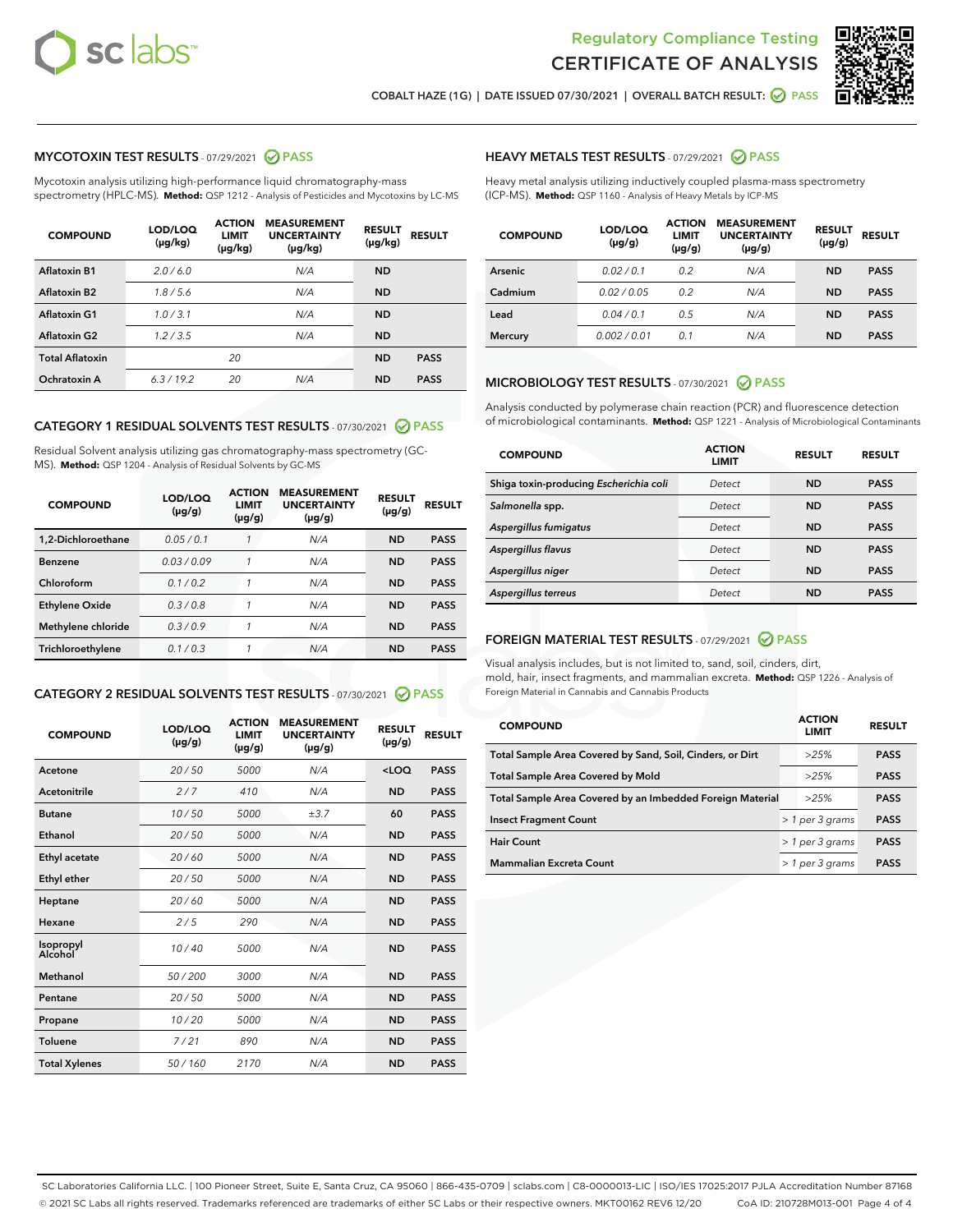Regulatory Compliance Testing

# CERTIFICATE OF ANALYSIS

COBALT HAZE (1G) | DATE ISSUED 07/30/2021 | OVERALL BATCH RESULT: PASS

## MYCOTOXIN TEST RESULTS - 07/29/2021 PASS

Mycotoxin analysis utilizing high-performance liquid chromatography-mass spectrometry (HPLC-MS). **Method:** QSP 1212 - Analysis of Pesticides and Mycotoxins by LC-MS

| COMPOUND | LOD/LOQ (µg/kg) | ACTION LIMIT (µg/kg) | MEASUREMENT UNCERTAINTY (µg/kg) | RESULT (µg/kg) | RESULT |
|---|---|---|---|---|---|
| Aflatoxin B1 | 2.0 / 6.0 | | N/A | ND | |
| Aflatoxin B2 | 1.8 / 5.6 | | N/A | ND | |
| Aflatoxin G1 | 1.0 / 3.1 | | N/A | ND | |
| Aflatoxin G2 | 1.2 / 3.5 | | N/A | ND | |
| Total Aflatoxin | | 20 | | ND | PASS |
| Ochratoxin A | 6.3 / 19.2 | 20 | N/A | ND | PASS |

## CATEGORY 1 RESIDUAL SOLVENTS TEST RESULTS - 07/30/2021 PASS

Residual Solvent analysis utilizing gas chromatography-mass spectrometry (GC-MS). **Method:** QSP 1204 - Analysis of Residual Solvents by GC-MS

| COMPOUND | LOD/LOQ (µg/g) | ACTION LIMIT (µg/g) | MEASUREMENT UNCERTAINTY (µg/g) | RESULT (µg/g) | RESULT |
|---|---|---|---|---|---|
| 1,2-Dichloroethane | 0.05 / 0.1 | 1 | N/A | ND | PASS |
| Benzene | 0.03 / 0.09 | 1 | N/A | ND | PASS |
| Chloroform | 0.1 / 0.2 | 1 | N/A | ND | PASS |
| Ethylene Oxide | 0.3 / 0.8 | 1 | N/A | ND | PASS |
| Methylene chloride | 0.3 / 0.9 | 1 | N/A | ND | PASS |
| Trichloroethylene | 0.1 / 0.3 | 1 | N/A | ND | PASS |

## CATEGORY 2 RESIDUAL SOLVENTS TEST RESULTS - 07/30/2021 PASS

| COMPOUND | LOD/LOQ (µg/g) | ACTION LIMIT (µg/g) | MEASUREMENT UNCERTAINTY (µg/g) | RESULT (µg/g) | RESULT |
|---|---|---|---|---|---|
| Acetone | 20 / 50 | 5000 | N/A | <LOQ | PASS |
| Acetonitrile | 2 / 7 | 410 | N/A | ND | PASS |
| Butane | 10 / 50 | 5000 | ±3.7 | 60 | PASS |
| Ethanol | 20 / 50 | 5000 | N/A | ND | PASS |
| Ethyl acetate | 20 / 60 | 5000 | N/A | ND | PASS |
| Ethyl ether | 20 / 50 | 5000 | N/A | ND | PASS |
| Heptane | 20 / 60 | 5000 | N/A | ND | PASS |
| Hexane | 2 / 5 | 290 | N/A | ND | PASS |
| Isopropyl Alcohol | 10 / 40 | 5000 | N/A | ND | PASS |
| Methanol | 50 / 200 | 3000 | N/A | ND | PASS |
| Pentane | 20 / 50 | 5000 | N/A | ND | PASS |
| Propane | 10 / 20 | 5000 | N/A | ND | PASS |
| Toluene | 7 / 21 | 890 | N/A | ND | PASS |
| Total Xylenes | 50 / 160 | 2170 | N/A | ND | PASS |

## HEAVY METALS TEST RESULTS - 07/29/2021 PASS

Heavy metal analysis utilizing inductively coupled plasma-mass spectrometry (ICP-MS). **Method:** QSP 1160 - Analysis of Heavy Metals by ICP-MS

| COMPOUND | LOD/LOQ (µg/g) | ACTION LIMIT (µg/g) | MEASUREMENT UNCERTAINTY (µg/g) | RESULT (µg/g) | RESULT |
|---|---|---|---|---|---|
| Arsenic | 0.02 / 0.1 | 0.2 | N/A | ND | PASS |
| Cadmium | 0.02 / 0.05 | 0.2 | N/A | ND | PASS |
| Lead | 0.04 / 0.1 | 0.5 | N/A | ND | PASS |
| Mercury | 0.002 / 0.01 | 0.1 | N/A | ND | PASS |

## MICROBIOLOGY TEST RESULTS - 07/30/2021 PASS

Analysis conducted by polymerase chain reaction (PCR) and fluorescence detection of microbiological contaminants. **Method:** QSP 1221 - Analysis of Microbiological Contaminants

| COMPOUND | ACTION LIMIT | RESULT | RESULT |
|---|---|---|---|
| Shiga toxin-producing *Escherichia coli* | Detect | ND | PASS |
| *Salmonella* spp. | Detect | ND | PASS |
| *Aspergillus fumigatus* | Detect | ND | PASS |
| *Aspergillus flavus* | Detect | ND | PASS |
| *Aspergillus niger* | Detect | ND | PASS |
| *Aspergillus terreus* | Detect | ND | PASS |

## FOREIGN MATERIAL TEST RESULTS - 07/29/2021 PASS

Visual analysis includes, but is not limited to, sand, soil, cinders, dirt, mold, hair, insect fragments, and mammalian excreta. **Method:** QSP 1226 - Analysis of Foreign Material in Cannabis and Cannabis Products

| COMPOUND | ACTION LIMIT | RESULT |
|---|---|---|
| Total Sample Area Covered by Sand, Soil, Cinders, or Dirt | >25% | PASS |
| Total Sample Area Covered by Mold | >25% | PASS |
| Total Sample Area Covered by an Imbedded Foreign Material | >25% | PASS |
| Insect Fragment Count | > 1 per 3 grams | PASS |
| Hair Count | > 1 per 3 grams | PASS |
| Mammalian Excreta Count | > 1 per 3 grams | PASS |

SC Laboratories California LLC. | 100 Pioneer Street, Suite E, Santa Cruz, CA 95060 | 866-435-0709 | sclabs.com | C8-0000013-LIC | ISO/IES 17025:2017 PJLA Accreditation Number 87168
© 2021 SC Labs all rights reserved. Trademarks referenced are trademarks of either SC Labs or their respective owners. MKT00162 REV6 12/20 CoA ID: 210728M013-001